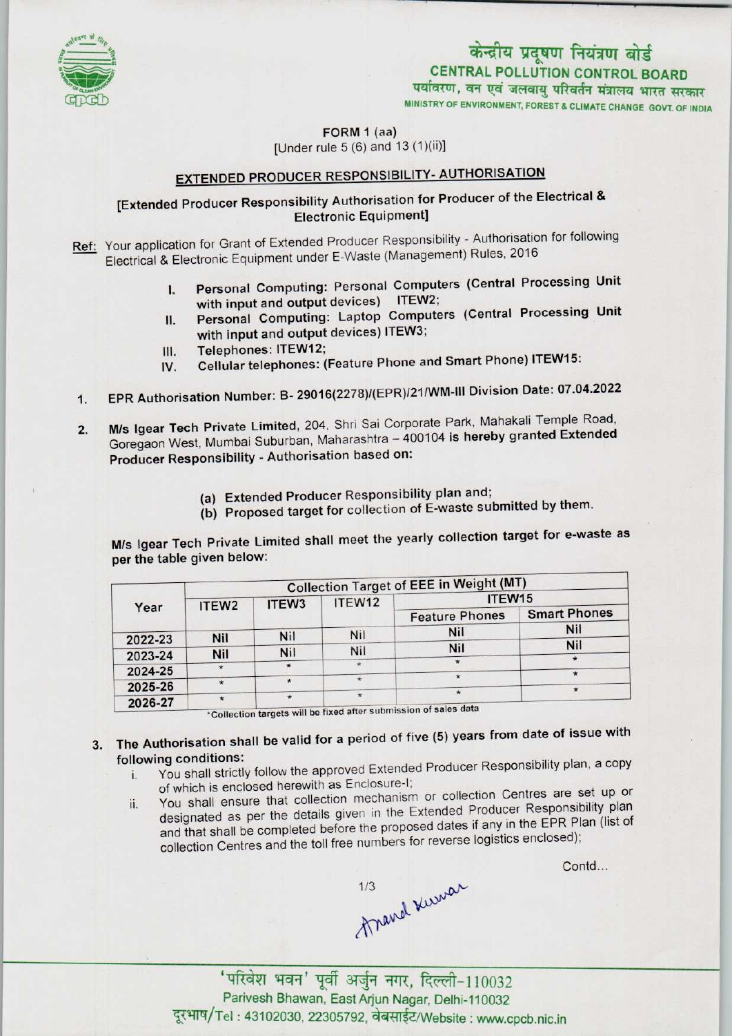केन्द्रीय प्रदूषण नियंत्रण बोर्ड
**CENTRAL POLLUTION CONTROL BOARD**
पर्यावरण, वन एवं जलवायु परिवर्तन मंत्रालय भारत सरकार
MINISTRY OF ENVIRONMENT, FOREST & CLIMATE CHANGE GOVT. OF INDIA

FORM 1 (aa)
[Under rule 5 (6) and 13 (1)(ii)]

## EXTENDED PRODUCER RESPONSIBILITY- AUTHORISATION

[Extended Producer Responsibility Authorisation for Producer of the Electrical & Electronic Equipment]

Ref: Your application for Grant of Extended Producer Responsibility - Authorisation for following Electrical & Electronic Equipment under E-Waste (Management) Rules, 2016

I. Personal Computing: Personal Computers (Central Processing Unit with input and output devices) ITEW2;
II. Personal Computing: Laptop Computers (Central Processing Unit with input and output devices) ITEW3;
III. Telephones: ITEW12;
IV. Cellular telephones: (Feature Phone and Smart Phone) ITEW15:

1. EPR Authorisation Number: B- 29016(2278)/(EPR)/21/WM-III Division Date: 07.04.2022

2. M/s Igear Tech Private Limited, 204, Shri Sai Corporate Park, Mahakali Temple Road, Goregaon West, Mumbai Suburban, Maharashtra – 400104 is hereby granted Extended Producer Responsibility - Authorisation based on:

   (a) Extended Producer Responsibility plan and;
   (b) Proposed target for collection of E-waste submitted by them.

M/s Igear Tech Private Limited shall meet the yearly collection target for e-waste as per the table given below:

| Year | Collection Target of EEE in Weight (MT) | | | | |
|---|---|---|---|---|---|
| | ITEW2 | ITEW3 | ITEW12 | ITEW15 | |
| | | | | Feature Phones | Smart Phones |
| 2022-23 | Nil | Nil | Nil | Nil | Nil |
| 2023-24 | Nil | Nil | Nil | Nil | Nil |
| 2024-25 | * | * | * | * | * |
| 2025-26 | * | * | * | * | * |
| 2026-27 | * | * | * | * | * |

*Collection targets will be fixed after submission of sales data

3. The Authorisation shall be valid for a period of five (5) years from date of issue with following conditions:
   i. You shall strictly follow the approved Extended Producer Responsibility plan, a copy of which is enclosed herewith as Enclosure-I;
   ii. You shall ensure that collection mechanism or collection Centres are set up or designated as per the details given in the Extended Producer Responsibility plan and that shall be completed before the proposed dates if any in the EPR Plan (list of collection Centres and the toll free numbers for reverse logistics enclosed);

Contd...

Anand Kumar

'परिवेश भवन' पूर्वी अर्जुन नगर, दिल्ली-110032
Parivesh Bhawan, East Arjun Nagar, Delhi-110032
दूरभाष/Tel : 43102030, 22305792, वेबसाईट/Website : www.cpcb.nic.in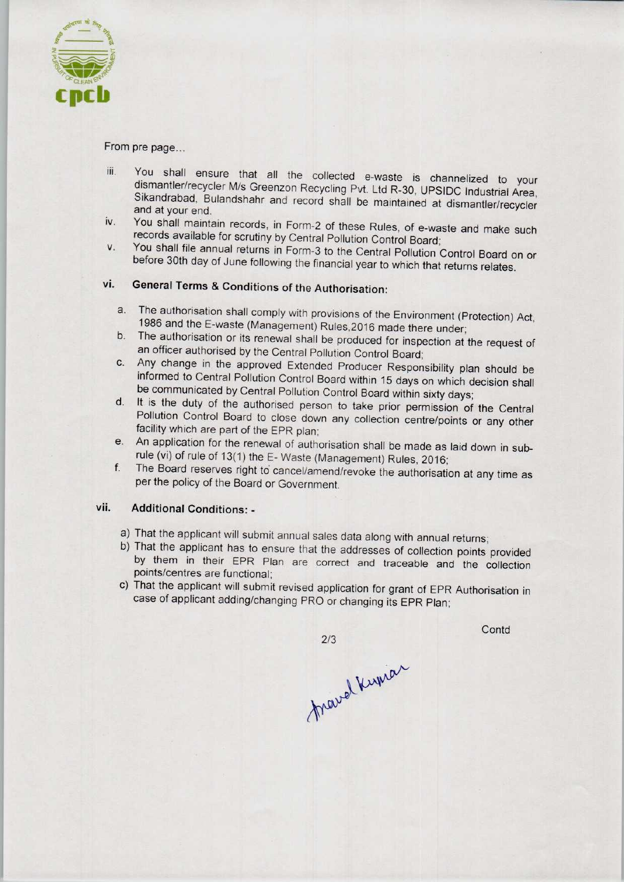From pre page...

iii. You shall ensure that all the collected e-waste is channelized to your dismantler/recycler M/s Greenzon Recycling Pvt. Ltd R-30, UPSIDC Industrial Area, Sikandrabad, Bulandshahr and record shall be maintained at dismantler/recycler and at your end.

iv. You shall maintain records, in Form-2 of these Rules, of e-waste and make such records available for scrutiny by Central Pollution Control Board;

v. You shall file annual returns in Form-3 to the Central Pollution Control Board on or before 30th day of June following the financial year to which that returns relates.

## vi. General Terms & Conditions of the Authorisation:

a. The authorisation shall comply with provisions of the Environment (Protection) Act, 1986 and the E-waste (Management) Rules,2016 made there under;

b. The authorisation or its renewal shall be produced for inspection at the request of an officer authorised by the Central Pollution Control Board;

c. Any change in the approved Extended Producer Responsibility plan should be informed to Central Pollution Control Board within 15 days on which decision shall be communicated by Central Pollution Control Board within sixty days;

d. It is the duty of the authorised person to take prior permission of the Central Pollution Control Board to close down any collection centre/points or any other facility which are part of the EPR plan;

e. An application for the renewal of authorisation shall be made as laid down in sub-rule (vi) of rule of 13(1) the E- Waste (Management) Rules, 2016;

f. The Board reserves right to cancel/amend/revoke the authorisation at any time as per the policy of the Board or Government.

## vii. Additional Conditions: -

a) That the applicant will submit annual sales data along with annual returns;

b) That the applicant has to ensure that the addresses of collection points provided by them in their EPR Plan are correct and traceable and the collection points/centres are functional;

c) That the applicant will submit revised application for grant of EPR Authorisation in case of applicant adding/changing PRO or changing its EPR Plan;

Contd

Anand Kumar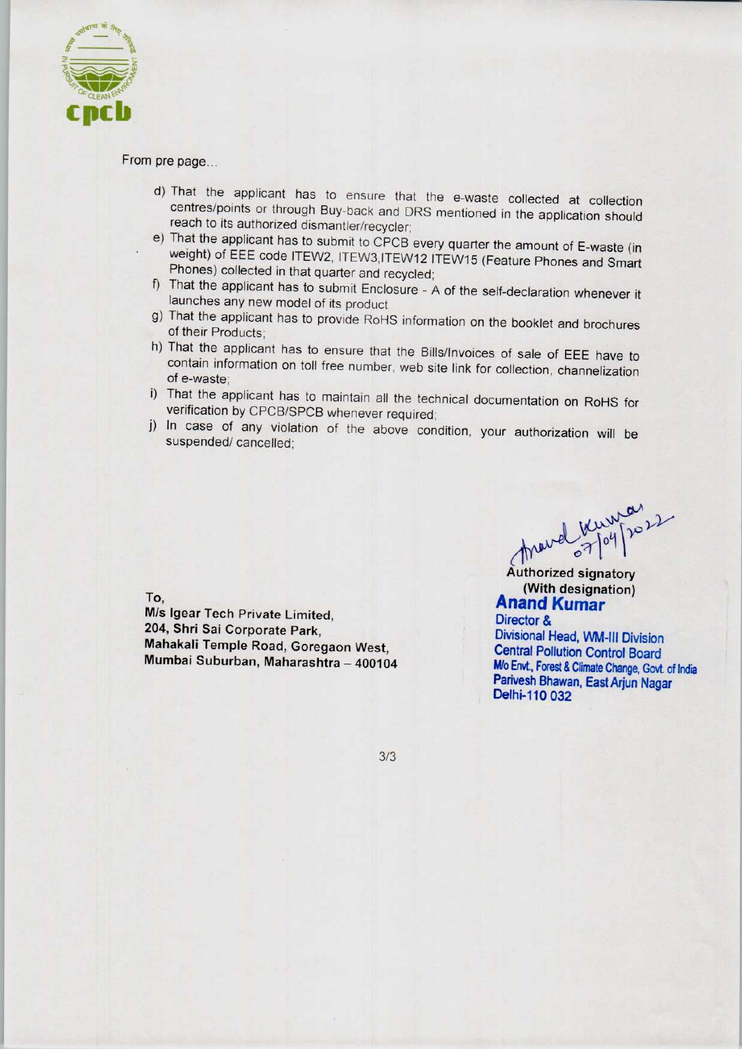From pre page...

d) That the applicant has to ensure that the e-waste collected at collection centres/points or through Buy-back and DRS mentioned in the application should reach to its authorized dismantler/recycler;

e) That the applicant has to submit to CPCB every quarter the amount of E-waste (in weight) of EEE code ITEW2, ITEW3,ITEW12 ITEW15 (Feature Phones and Smart Phones) collected in that quarter and recycled;

f) That the applicant has to submit Enclosure - A of the self-declaration whenever it launches any new model of its product

g) That the applicant has to provide RoHS information on the booklet and brochures of their Products;

h) That the applicant has to ensure that the Bills/Invoices of sale of EEE have to contain information on toll free number, web site link for collection, channelization of e-waste;

i) That the applicant has to maintain all the technical documentation on RoHS for verification by CPCB/SPCB whenever required;

j) In case of any violation of the above condition, your authorization will be suspended/ cancelled;

Anand Kumar 07/04/2022

**Authorized signatory**
**(With designation)**

**Anand Kumar**
Director &
Divisional Head, WM-III Division
Central Pollution Control Board
M/o Envt., Forest & Climate Change, Govt. of India
Parivesh Bhawan, East Arjun Nagar
Delhi-110 032

To,
**M/s Igear Tech Private Limited,**
**204, Shri Sai Corporate Park,**
**Mahakali Temple Road, Goregaon West,**
**Mumbai Suburban, Maharashtra – 400104**